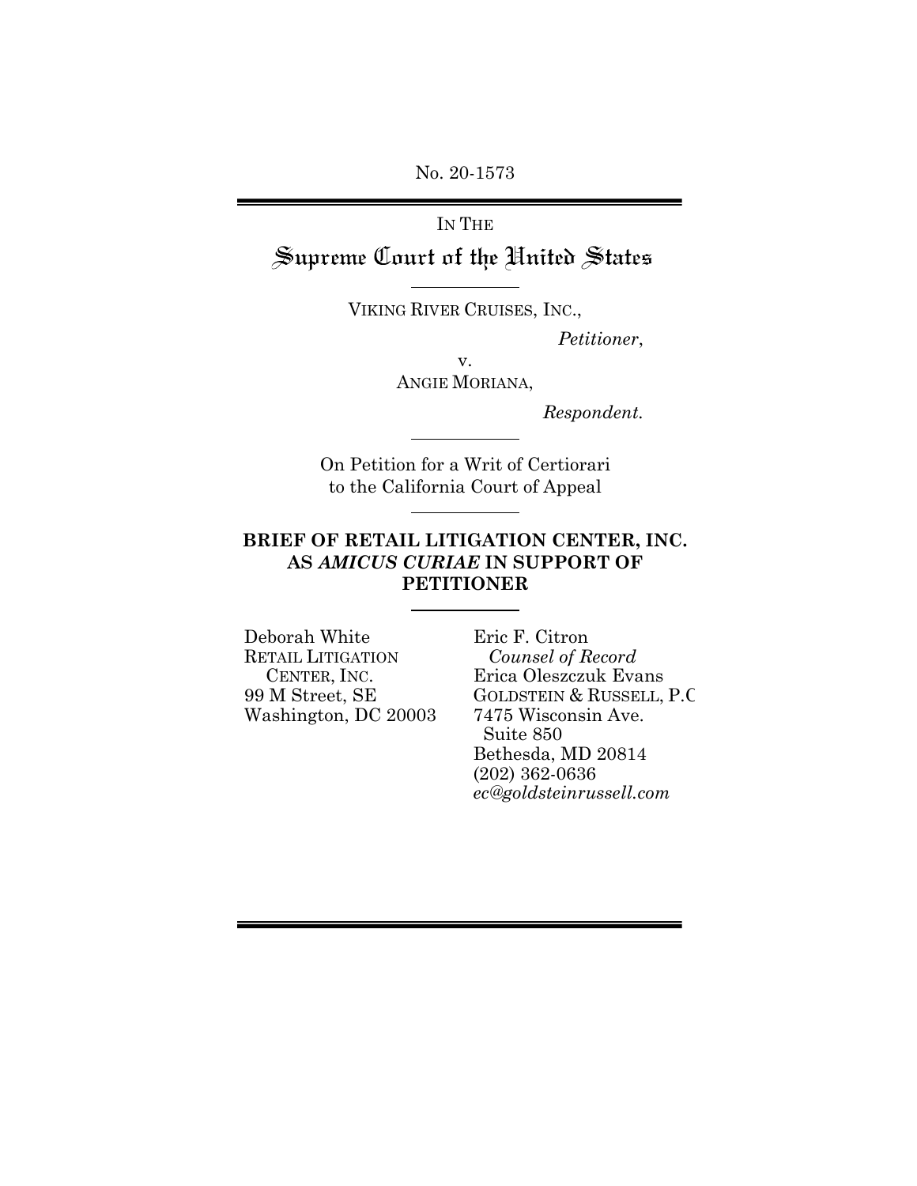No. 20-1573

IN THE

# Supreme Court of the United States

VIKING RIVER CRUISES, INC.,

*Petitioner*,

v.

ANGIE MORIANA,

*Respondent.*

On Petition for a Writ of Certiorari to the California Court of Appeal

## BRIEF OF RETAIL LITIGATION CENTER, INC. AS *AMICUS CURIAE* IN SUPPORT OF PETITIONER

Deborah White
RETAIL LITIGATION CENTER, INC.
99 M Street, SE
Washington, DC 20003

Eric F. Citron
*Counsel of Record*
Erica Oleszczuk Evans
GOLDSTEIN & RUSSELL, P.C
7475 Wisconsin Ave.
Suite 850
Bethesda, MD 20814
(202) 362-0636
*ec@goldsteinrussell.com*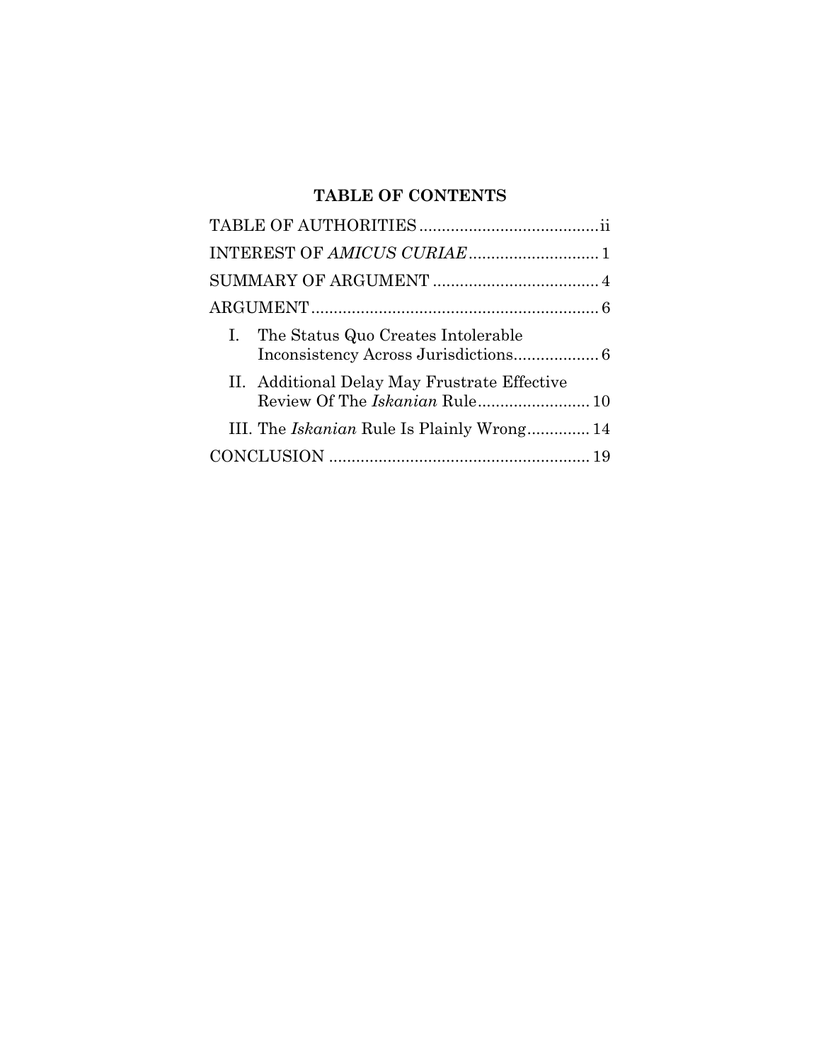## TABLE OF CONTENTS

TABLE OF AUTHORITIES ........................................ ii

INTEREST OF *AMICUS CURIAE* ............................ 1

SUMMARY OF ARGUMENT ..................................... 4

ARGUMENT ................................................................ 6

I. The Status Quo Creates Intolerable Inconsistency Across Jurisdictions ................... 6

II. Additional Delay May Frustrate Effective Review Of The *Iskanian* Rule ......................... 10

III. The *Iskanian* Rule Is Plainly Wrong .............. 14

CONCLUSION .......................................................... 19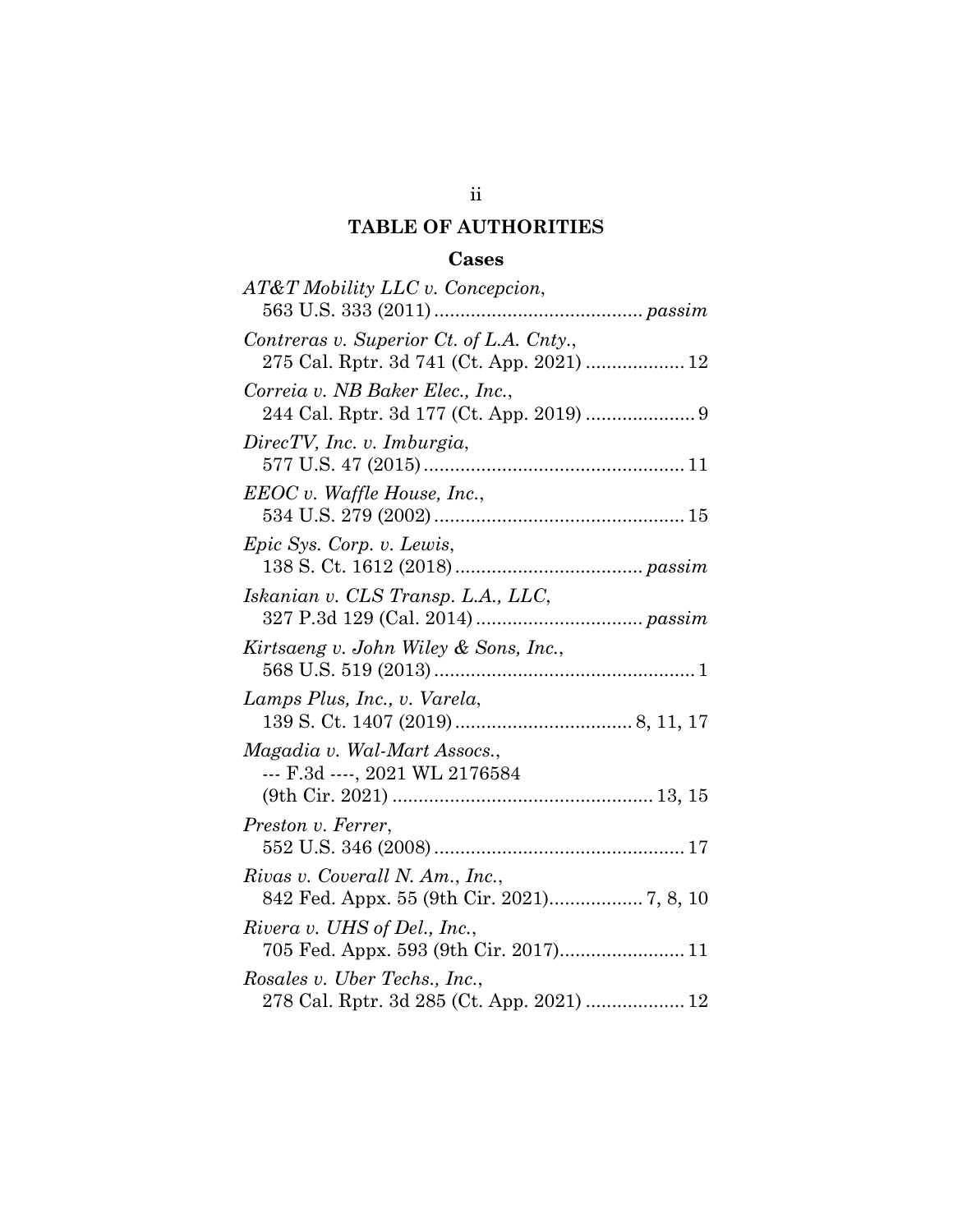## TABLE OF AUTHORITIES

### Cases

*AT&T Mobility LLC v. Concepcion*,
563 U.S. 333 (2011) ........................................ *passim*

*Contreras v. Superior Ct. of L.A. Cnty.*,
275 Cal. Rptr. 3d 741 (Ct. App. 2021) ................... 12

*Correia v. NB Baker Elec., Inc.*,
244 Cal. Rptr. 3d 177 (Ct. App. 2019) ..................... 9

*DirecTV, Inc. v. Imburgia*,
577 U.S. 47 (2015) .................................................. 11

*EEOC v. Waffle House, Inc.*,
534 U.S. 279 (2002) ................................................ 15

*Epic Sys. Corp. v. Lewis*,
138 S. Ct. 1612 (2018) .................................... *passim*

*Iskanian v. CLS Transp. L.A., LLC*,
327 P.3d 129 (Cal. 2014) ................................ *passim*

*Kirtsaeng v. John Wiley & Sons, Inc.*,
568 U.S. 519 (2013) .................................................. 1

*Lamps Plus, Inc., v. Varela*,
139 S. Ct. 1407 (2019) .................................. 8, 11, 17

*Magadia v. Wal-Mart Assocs.*,
--- F.3d ----, 2021 WL 2176584
(9th Cir. 2021) .................................................. 13, 15

*Preston v. Ferrer*,
552 U.S. 346 (2008) ................................................ 17

*Rivas v. Coverall N. Am., Inc.*,
842 Fed. Appx. 55 (9th Cir. 2021).................. 7, 8, 10

*Rivera v. UHS of Del., Inc.*,
705 Fed. Appx. 593 (9th Cir. 2017)........................ 11

*Rosales v. Uber Techs., Inc.*,
278 Cal. Rptr. 3d 285 (Ct. App. 2021) ................... 12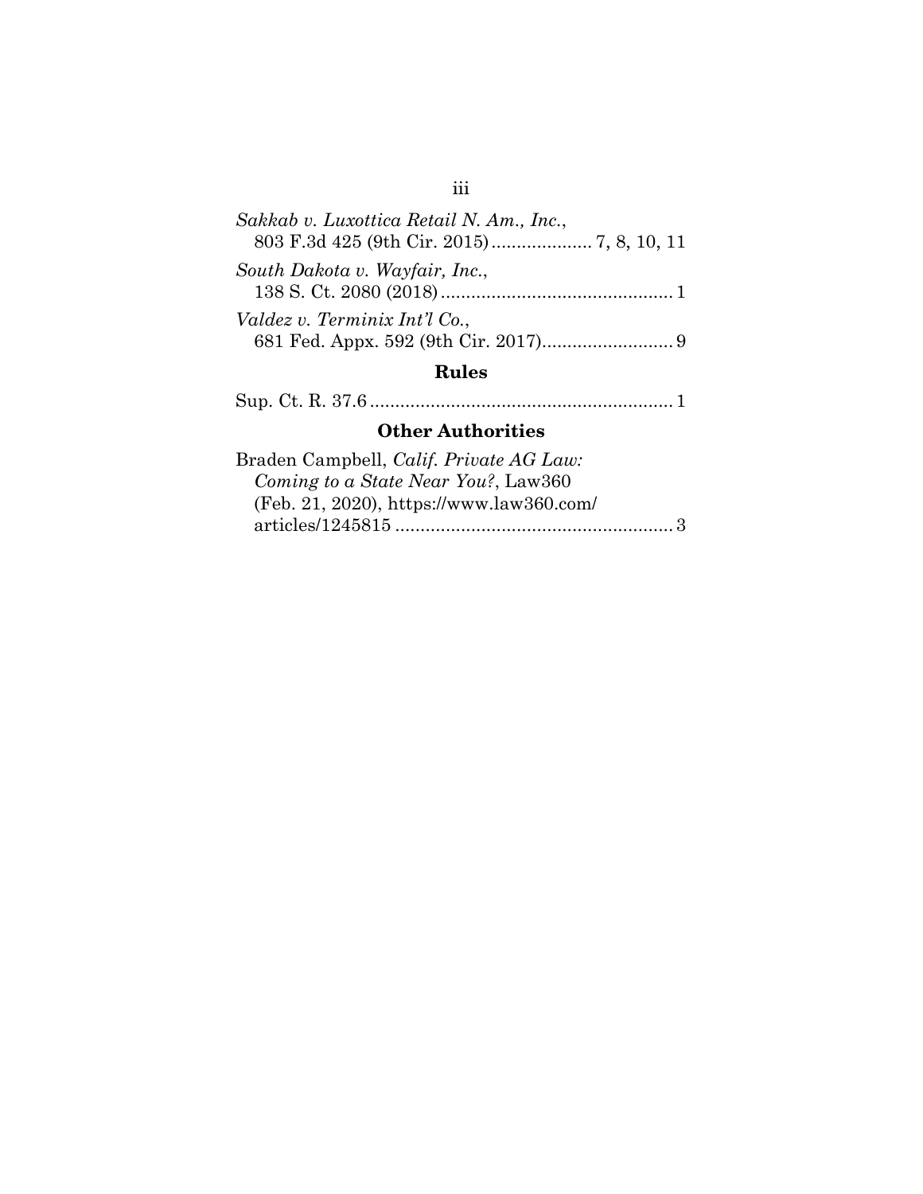*Sakkab v. Luxottica Retail N. Am., Inc.*,
803 F.3d 425 (9th Cir. 2015) .................... 7, 8, 10, 11

*South Dakota v. Wayfair, Inc.*,
138 S. Ct. 2080 (2018) .............................................. 1

*Valdez v. Terminix Int'l Co.*,
681 Fed. Appx. 592 (9th Cir. 2017) .......................... 9

## Rules

Sup. Ct. R. 37.6 ............................................................ 1

## Other Authorities

Braden Campbell, *Calif. Private AG Law: Coming to a State Near You?*, Law360 (Feb. 21, 2020), https://www.law360.com/articles/1245815 ....................................................... 3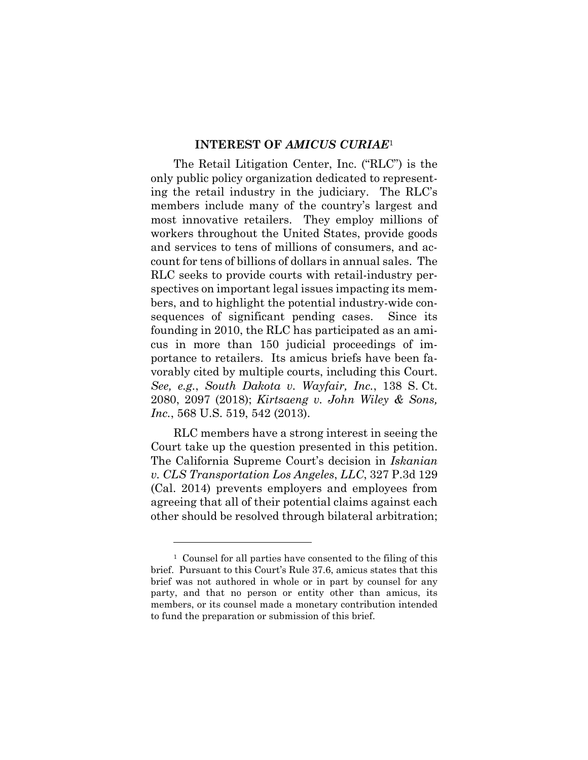## INTEREST OF *AMICUS CURIAE*[1]

The Retail Litigation Center, Inc. ("RLC") is the only public policy organization dedicated to representing the retail industry in the judiciary. The RLC's members include many of the country's largest and most innovative retailers. They employ millions of workers throughout the United States, provide goods and services to tens of millions of consumers, and account for tens of billions of dollars in annual sales. The RLC seeks to provide courts with retail-industry perspectives on important legal issues impacting its members, and to highlight the potential industry-wide consequences of significant pending cases. Since its founding in 2010, the RLC has participated as an amicus in more than 150 judicial proceedings of importance to retailers. Its amicus briefs have been favorably cited by multiple courts, including this Court. *See, e.g.*, *South Dakota v. Wayfair, Inc.*, 138 S. Ct. 2080, 2097 (2018); *Kirtsaeng v. John Wiley & Sons, Inc.*, 568 U.S. 519, 542 (2013).

RLC members have a strong interest in seeing the Court take up the question presented in this petition. The California Supreme Court's decision in *Iskanian v. CLS Transportation Los Angeles*, *LLC*, 327 P.3d 129 (Cal. 2014) prevents employers and employees from agreeing that all of their potential claims against each other should be resolved through bilateral arbitration;

---

[1] Counsel for all parties have consented to the filing of this brief. Pursuant to this Court's Rule 37.6, amicus states that this brief was not authored in whole or in part by counsel for any party, and that no person or entity other than amicus, its members, or its counsel made a monetary contribution intended to fund the preparation or submission of this brief.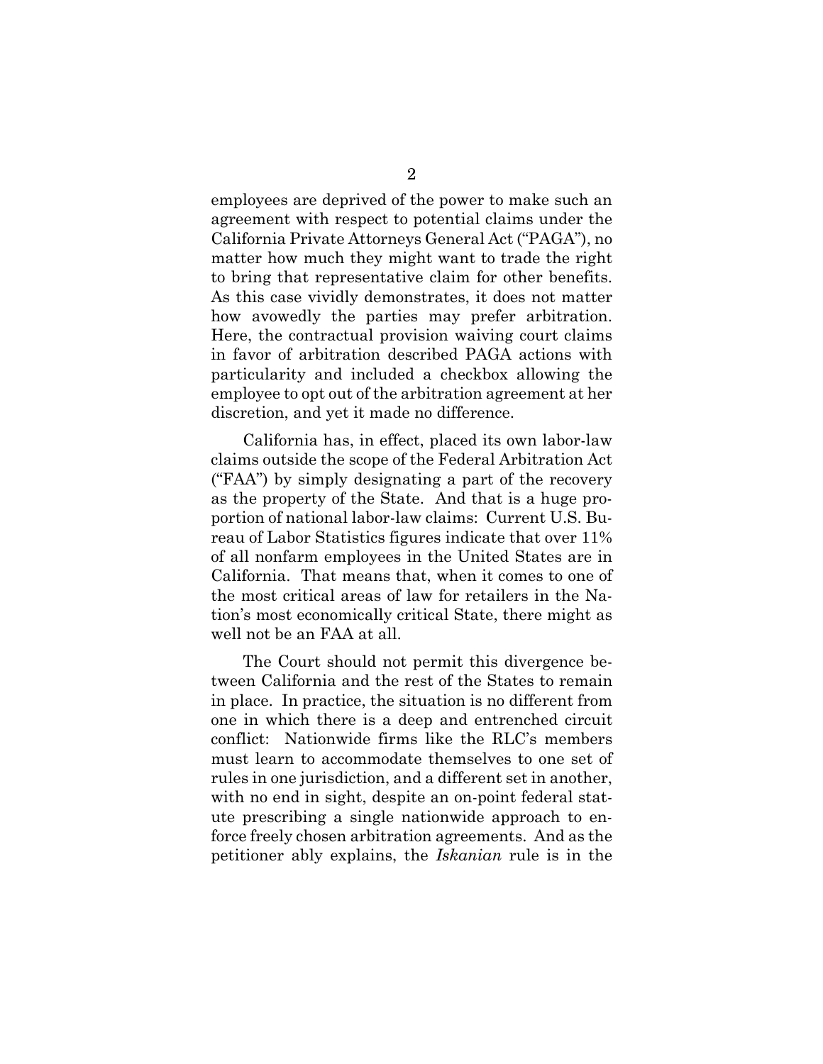employees are deprived of the power to make such an agreement with respect to potential claims under the California Private Attorneys General Act ("PAGA"), no matter how much they might want to trade the right to bring that representative claim for other benefits. As this case vividly demonstrates, it does not matter how avowedly the parties may prefer arbitration. Here, the contractual provision waiving court claims in favor of arbitration described PAGA actions with particularity and included a checkbox allowing the employee to opt out of the arbitration agreement at her discretion, and yet it made no difference.

California has, in effect, placed its own labor-law claims outside the scope of the Federal Arbitration Act ("FAA") by simply designating a part of the recovery as the property of the State. And that is a huge proportion of national labor-law claims: Current U.S. Bureau of Labor Statistics figures indicate that over 11% of all nonfarm employees in the United States are in California. That means that, when it comes to one of the most critical areas of law for retailers in the Nation's most economically critical State, there might as well not be an FAA at all.

The Court should not permit this divergence between California and the rest of the States to remain in place. In practice, the situation is no different from one in which there is a deep and entrenched circuit conflict: Nationwide firms like the RLC's members must learn to accommodate themselves to one set of rules in one jurisdiction, and a different set in another, with no end in sight, despite an on-point federal statute prescribing a single nationwide approach to enforce freely chosen arbitration agreements. And as the petitioner ably explains, the *Iskanian* rule is in the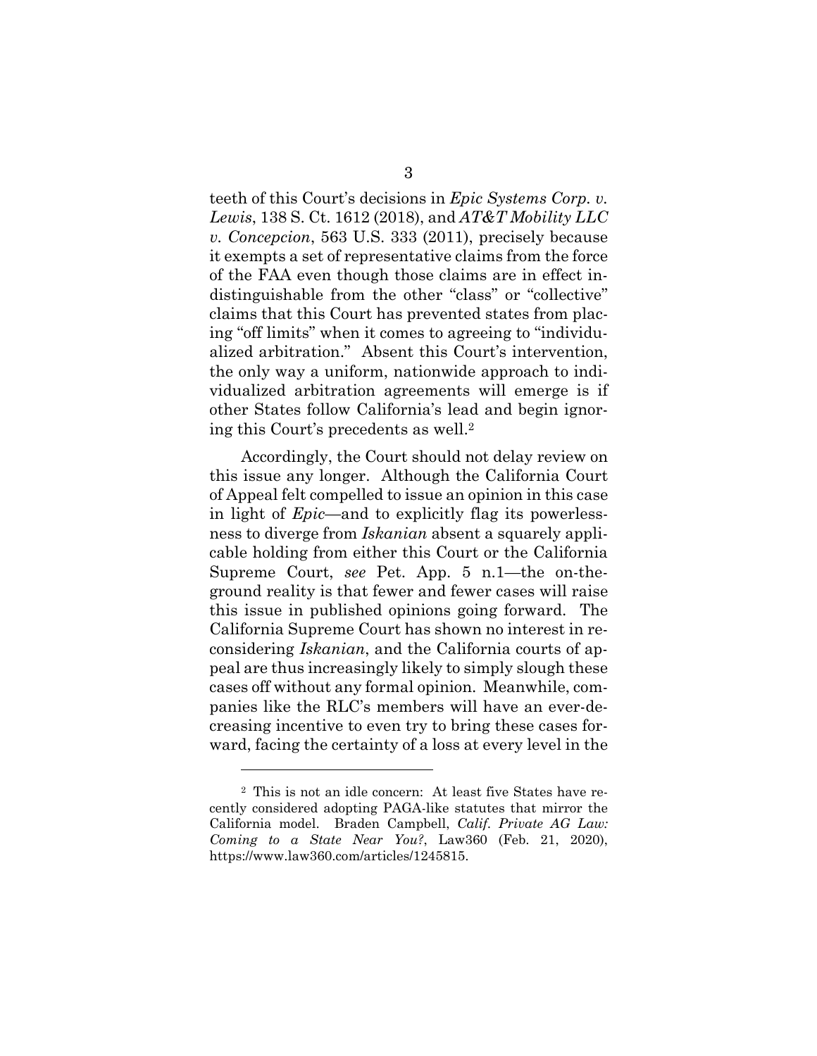teeth of this Court's decisions in *Epic Systems Corp. v. Lewis*, 138 S. Ct. 1612 (2018), and *AT&T Mobility LLC v. Concepcion*, 563 U.S. 333 (2011), precisely because it exempts a set of representative claims from the force of the FAA even though those claims are in effect indistinguishable from the other "class" or "collective" claims that this Court has prevented states from placing "off limits" when it comes to agreeing to "individualized arbitration." Absent this Court's intervention, the only way a uniform, nationwide approach to individualized arbitration agreements will emerge is if other States follow California's lead and begin ignoring this Court's precedents as well.[2]

Accordingly, the Court should not delay review on this issue any longer. Although the California Court of Appeal felt compelled to issue an opinion in this case in light of *Epic*—and to explicitly flag its powerlessness to diverge from *Iskanian* absent a squarely applicable holding from either this Court or the California Supreme Court, *see* Pet. App. 5 n.1—the on-the-ground reality is that fewer and fewer cases will raise this issue in published opinions going forward. The California Supreme Court has shown no interest in reconsidering *Iskanian*, and the California courts of appeal are thus increasingly likely to simply slough these cases off without any formal opinion. Meanwhile, companies like the RLC's members will have an ever-decreasing incentive to even try to bring these cases forward, facing the certainty of a loss at every level in the

[2] This is not an idle concern: At least five States have recently considered adopting PAGA-like statutes that mirror the California model. Braden Campbell, *Calif. Private AG Law: Coming to a State Near You?*, Law360 (Feb. 21, 2020), https://www.law360.com/articles/1245815.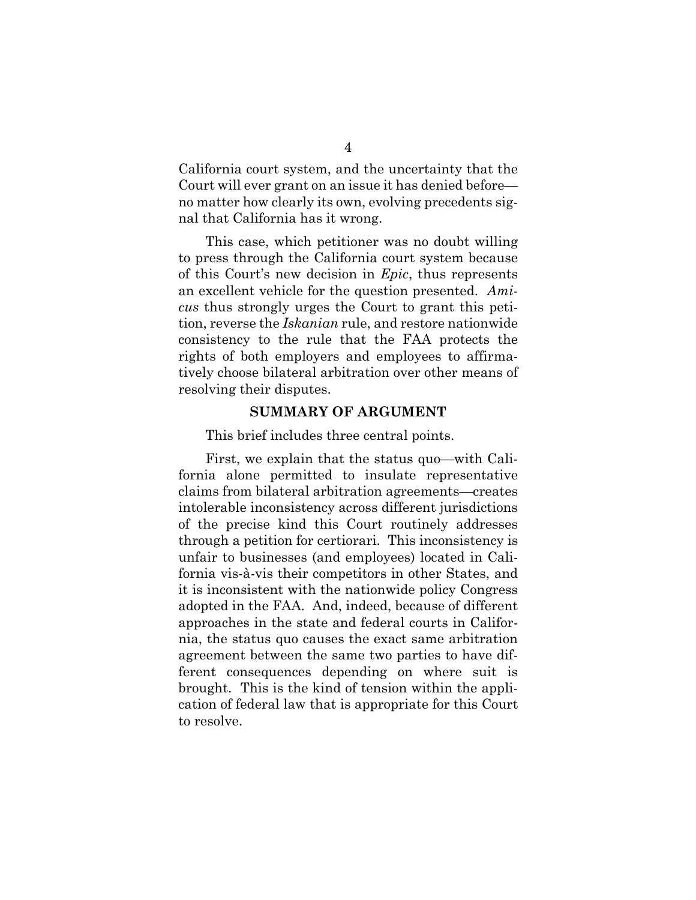California court system, and the uncertainty that the Court will ever grant on an issue it has denied before—no matter how clearly its own, evolving precedents signal that California has it wrong.

This case, which petitioner was no doubt willing to press through the California court system because of this Court's new decision in *Epic*, thus represents an excellent vehicle for the question presented. *Amicus* thus strongly urges the Court to grant this petition, reverse the *Iskanian* rule, and restore nationwide consistency to the rule that the FAA protects the rights of both employers and employees to affirmatively choose bilateral arbitration over other means of resolving their disputes.

## SUMMARY OF ARGUMENT

This brief includes three central points.

First, we explain that the status quo—with California alone permitted to insulate representative claims from bilateral arbitration agreements—creates intolerable inconsistency across different jurisdictions of the precise kind this Court routinely addresses through a petition for certiorari. This inconsistency is unfair to businesses (and employees) located in California vis-à-vis their competitors in other States, and it is inconsistent with the nationwide policy Congress adopted in the FAA. And, indeed, because of different approaches in the state and federal courts in California, the status quo causes the exact same arbitration agreement between the same two parties to have different consequences depending on where suit is brought. This is the kind of tension within the application of federal law that is appropriate for this Court to resolve.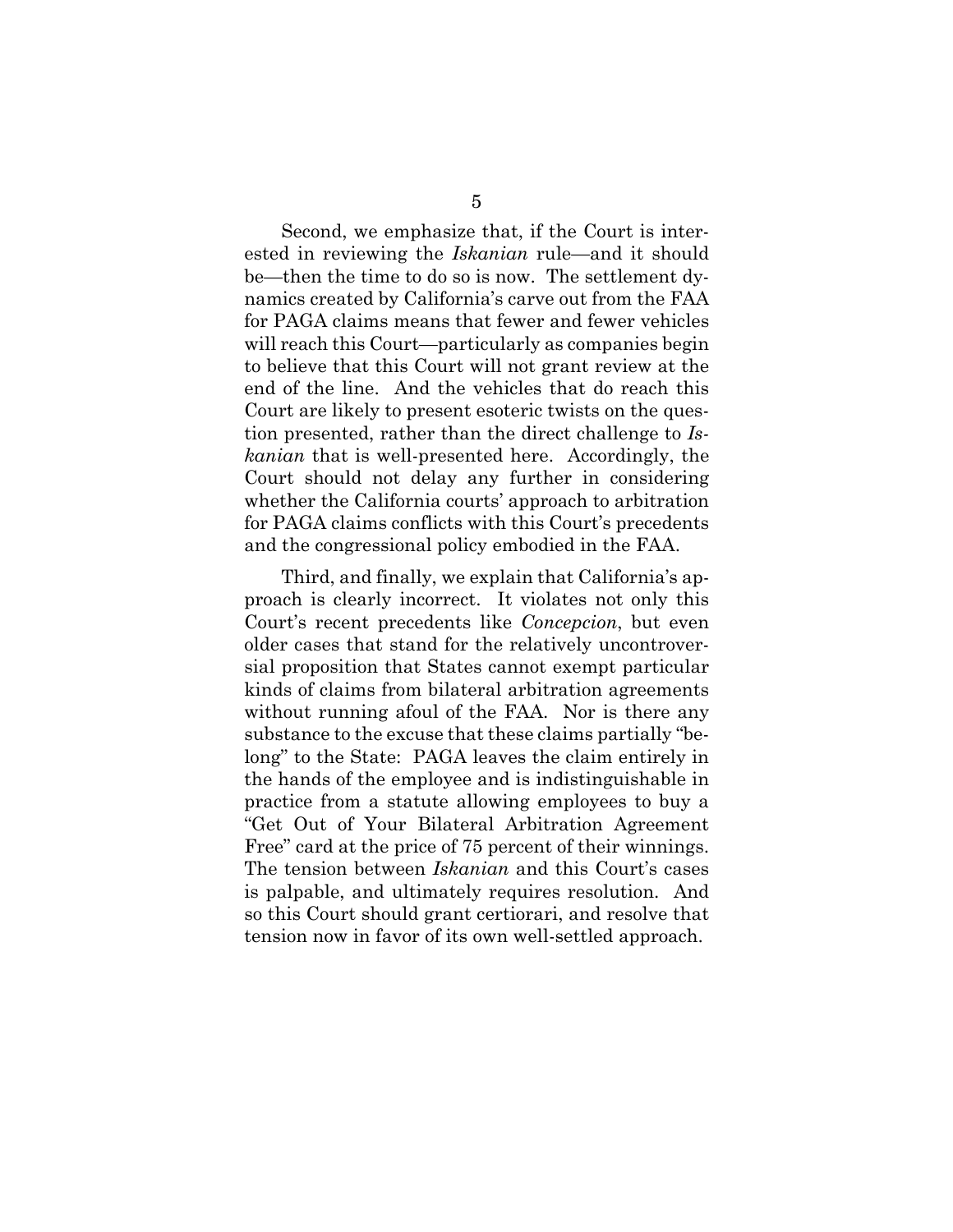Second, we emphasize that, if the Court is interested in reviewing the *Iskanian* rule—and it should be—then the time to do so is now. The settlement dynamics created by California's carve out from the FAA for PAGA claims means that fewer and fewer vehicles will reach this Court—particularly as companies begin to believe that this Court will not grant review at the end of the line. And the vehicles that do reach this Court are likely to present esoteric twists on the question presented, rather than the direct challenge to *Iskanian* that is well-presented here. Accordingly, the Court should not delay any further in considering whether the California courts' approach to arbitration for PAGA claims conflicts with this Court's precedents and the congressional policy embodied in the FAA.

Third, and finally, we explain that California's approach is clearly incorrect. It violates not only this Court's recent precedents like *Concepcion*, but even older cases that stand for the relatively uncontroversial proposition that States cannot exempt particular kinds of claims from bilateral arbitration agreements without running afoul of the FAA. Nor is there any substance to the excuse that these claims partially "belong" to the State: PAGA leaves the claim entirely in the hands of the employee and is indistinguishable in practice from a statute allowing employees to buy a "Get Out of Your Bilateral Arbitration Agreement Free" card at the price of 75 percent of their winnings. The tension between *Iskanian* and this Court's cases is palpable, and ultimately requires resolution. And so this Court should grant certiorari, and resolve that tension now in favor of its own well-settled approach.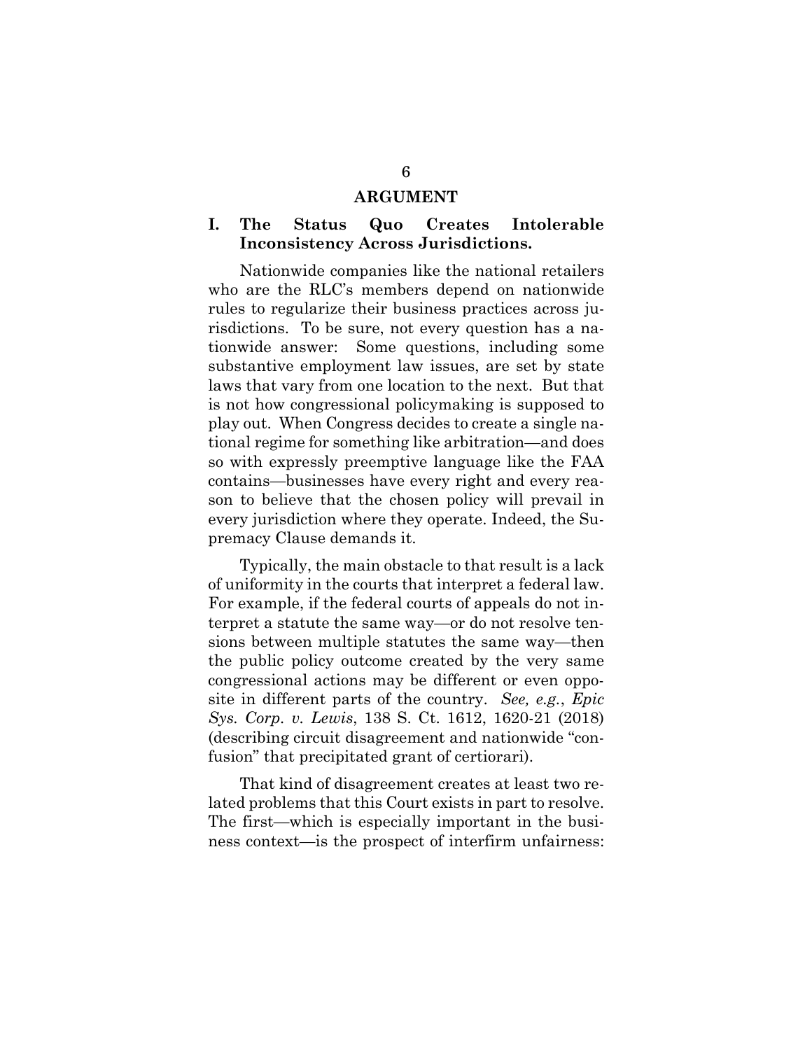## ARGUMENT

### I. The Status Quo Creates Intolerable Inconsistency Across Jurisdictions.

Nationwide companies like the national retailers who are the RLC's members depend on nationwide rules to regularize their business practices across jurisdictions. To be sure, not every question has a nationwide answer: Some questions, including some substantive employment law issues, are set by state laws that vary from one location to the next. But that is not how congressional policymaking is supposed to play out. When Congress decides to create a single national regime for something like arbitration—and does so with expressly preemptive language like the FAA contains—businesses have every right and every reason to believe that the chosen policy will prevail in every jurisdiction where they operate. Indeed, the Supremacy Clause demands it.

Typically, the main obstacle to that result is a lack of uniformity in the courts that interpret a federal law. For example, if the federal courts of appeals do not interpret a statute the same way—or do not resolve tensions between multiple statutes the same way—then the public policy outcome created by the very same congressional actions may be different or even opposite in different parts of the country. *See, e.g.*, *Epic Sys. Corp. v. Lewis*, 138 S. Ct. 1612, 1620-21 (2018) (describing circuit disagreement and nationwide "confusion" that precipitated grant of certiorari).

That kind of disagreement creates at least two related problems that this Court exists in part to resolve. The first—which is especially important in the business context—is the prospect of interfirm unfairness: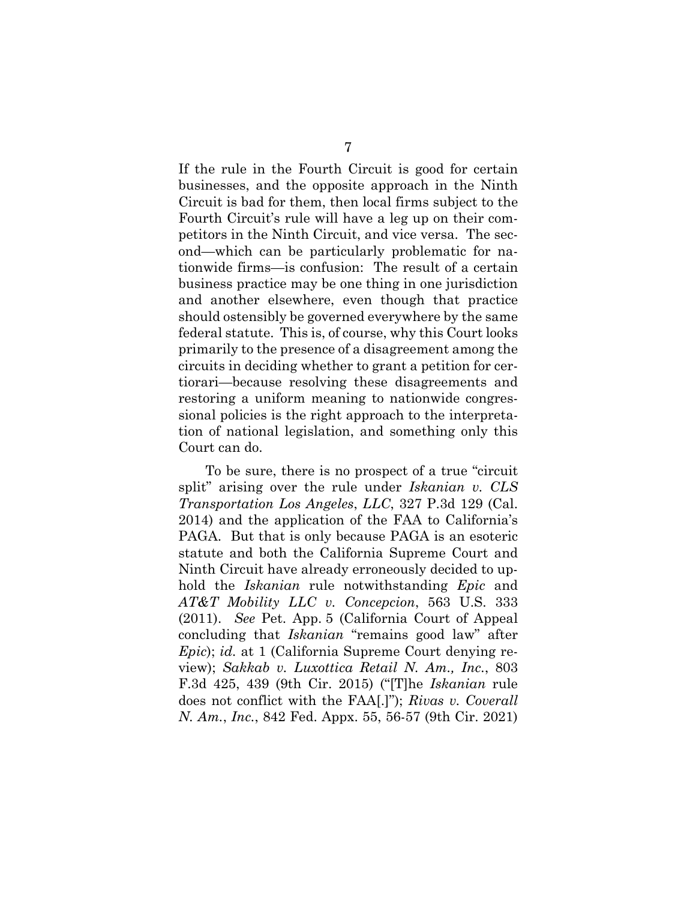If the rule in the Fourth Circuit is good for certain businesses, and the opposite approach in the Ninth Circuit is bad for them, then local firms subject to the Fourth Circuit's rule will have a leg up on their competitors in the Ninth Circuit, and vice versa. The second—which can be particularly problematic for nationwide firms—is confusion: The result of a certain business practice may be one thing in one jurisdiction and another elsewhere, even though that practice should ostensibly be governed everywhere by the same federal statute. This is, of course, why this Court looks primarily to the presence of a disagreement among the circuits in deciding whether to grant a petition for certiorari—because resolving these disagreements and restoring a uniform meaning to nationwide congressional policies is the right approach to the interpretation of national legislation, and something only this Court can do.

To be sure, there is no prospect of a true "circuit split" arising over the rule under *Iskanian v. CLS Transportation Los Angeles*, *LLC*, 327 P.3d 129 (Cal. 2014) and the application of the FAA to California's PAGA. But that is only because PAGA is an esoteric statute and both the California Supreme Court and Ninth Circuit have already erroneously decided to uphold the *Iskanian* rule notwithstanding *Epic* and *AT&T Mobility LLC v. Concepcion*, 563 U.S. 333 (2011). *See* Pet. App. 5 (California Court of Appeal concluding that *Iskanian* "remains good law" after *Epic*); *id.* at 1 (California Supreme Court denying review); *Sakkab v. Luxottica Retail N. Am., Inc.*, 803 F.3d 425, 439 (9th Cir. 2015) ("[T]he *Iskanian* rule does not conflict with the FAA[.]"); *Rivas v. Coverall N. Am.*, *Inc.*, 842 Fed. Appx. 55, 56-57 (9th Cir. 2021)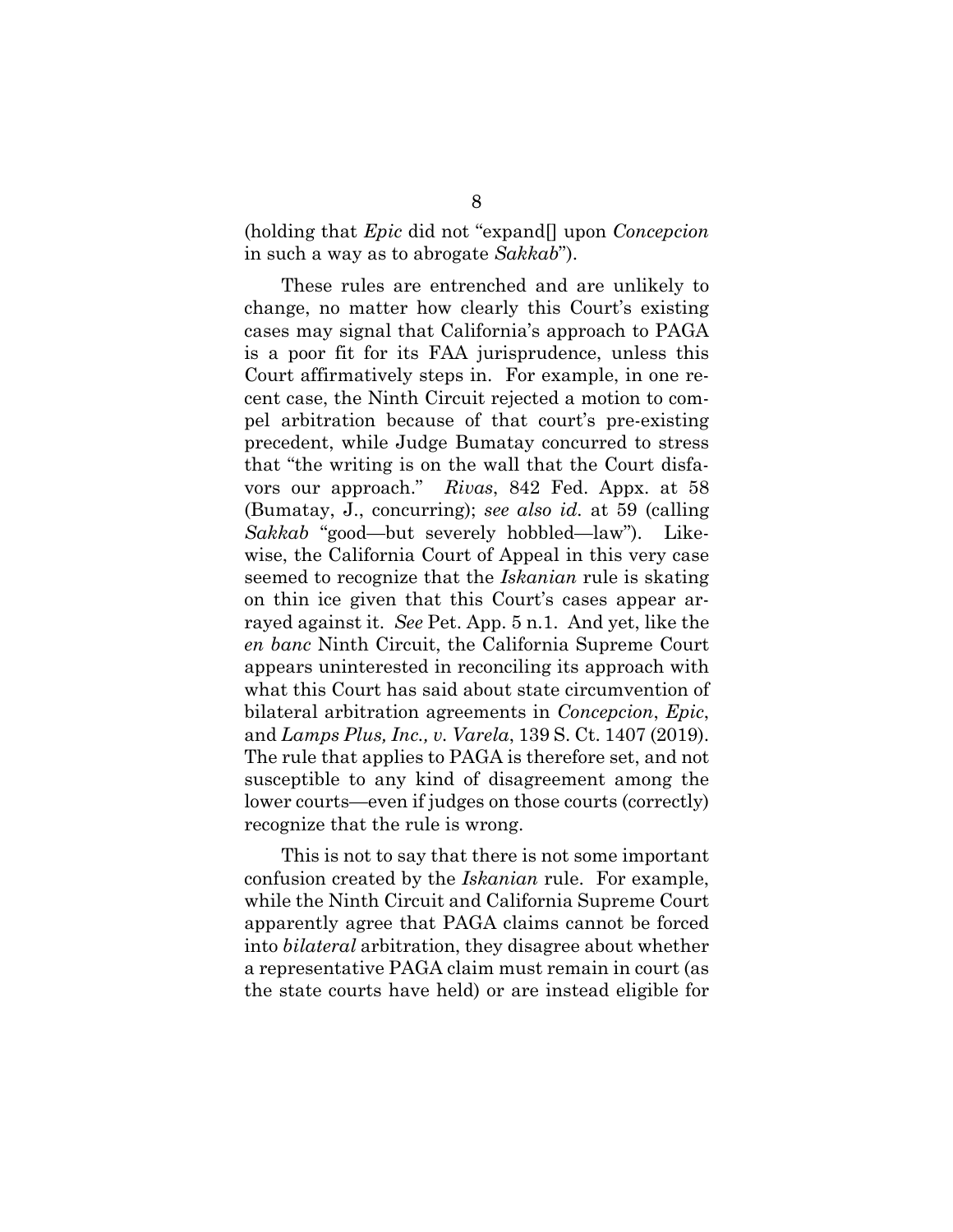(holding that *Epic* did not "expand[] upon *Concepcion* in such a way as to abrogate *Sakkab*").

These rules are entrenched and are unlikely to change, no matter how clearly this Court's existing cases may signal that California's approach to PAGA is a poor fit for its FAA jurisprudence, unless this Court affirmatively steps in. For example, in one recent case, the Ninth Circuit rejected a motion to compel arbitration because of that court's pre-existing precedent, while Judge Bumatay concurred to stress that "the writing is on the wall that the Court disfavors our approach." *Rivas*, 842 Fed. Appx. at 58 (Bumatay, J., concurring); *see also id.* at 59 (calling *Sakkab* "good—but severely hobbled—law"). Likewise, the California Court of Appeal in this very case seemed to recognize that the *Iskanian* rule is skating on thin ice given that this Court's cases appear arrayed against it. *See* Pet. App. 5 n.1. And yet, like the *en banc* Ninth Circuit, the California Supreme Court appears uninterested in reconciling its approach with what this Court has said about state circumvention of bilateral arbitration agreements in *Concepcion*, *Epic*, and *Lamps Plus, Inc., v. Varela*, 139 S. Ct. 1407 (2019). The rule that applies to PAGA is therefore set, and not susceptible to any kind of disagreement among the lower courts—even if judges on those courts (correctly) recognize that the rule is wrong.

This is not to say that there is not some important confusion created by the *Iskanian* rule. For example, while the Ninth Circuit and California Supreme Court apparently agree that PAGA claims cannot be forced into *bilateral* arbitration, they disagree about whether a representative PAGA claim must remain in court (as the state courts have held) or are instead eligible for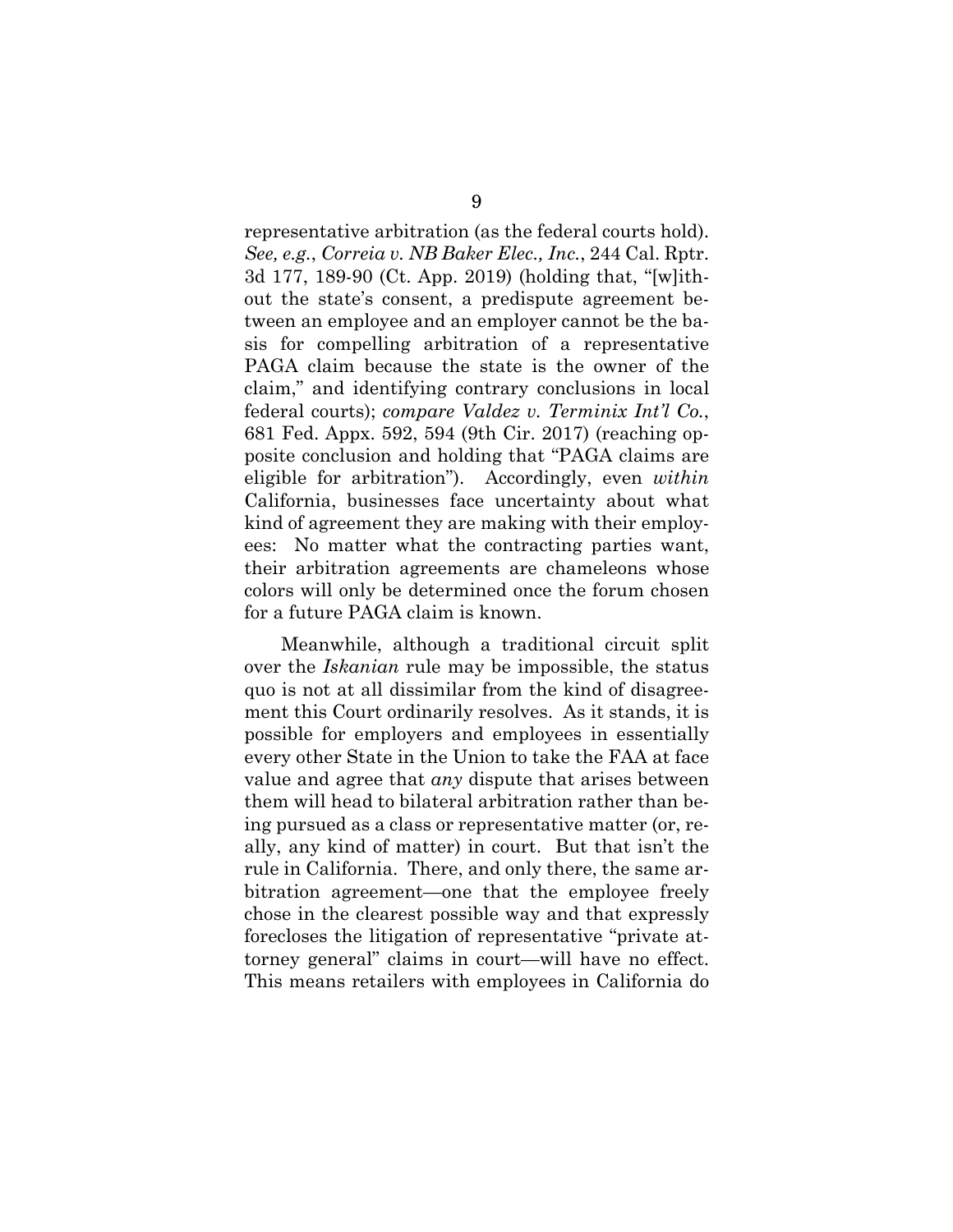representative arbitration (as the federal courts hold). *See, e.g.*, *Correia v. NB Baker Elec., Inc.*, 244 Cal. Rptr. 3d 177, 189-90 (Ct. App. 2019) (holding that, "[w]ithout the state's consent, a predispute agreement between an employee and an employer cannot be the basis for compelling arbitration of a representative PAGA claim because the state is the owner of the claim," and identifying contrary conclusions in local federal courts); *compare Valdez v. Terminix Int'l Co.*, 681 Fed. Appx. 592, 594 (9th Cir. 2017) (reaching opposite conclusion and holding that "PAGA claims are eligible for arbitration"). Accordingly, even *within* California, businesses face uncertainty about what kind of agreement they are making with their employees: No matter what the contracting parties want, their arbitration agreements are chameleons whose colors will only be determined once the forum chosen for a future PAGA claim is known.

Meanwhile, although a traditional circuit split over the *Iskanian* rule may be impossible, the status quo is not at all dissimilar from the kind of disagreement this Court ordinarily resolves. As it stands, it is possible for employers and employees in essentially every other State in the Union to take the FAA at face value and agree that *any* dispute that arises between them will head to bilateral arbitration rather than being pursued as a class or representative matter (or, really, any kind of matter) in court. But that isn't the rule in California. There, and only there, the same arbitration agreement—one that the employee freely chose in the clearest possible way and that expressly forecloses the litigation of representative "private attorney general" claims in court—will have no effect. This means retailers with employees in California do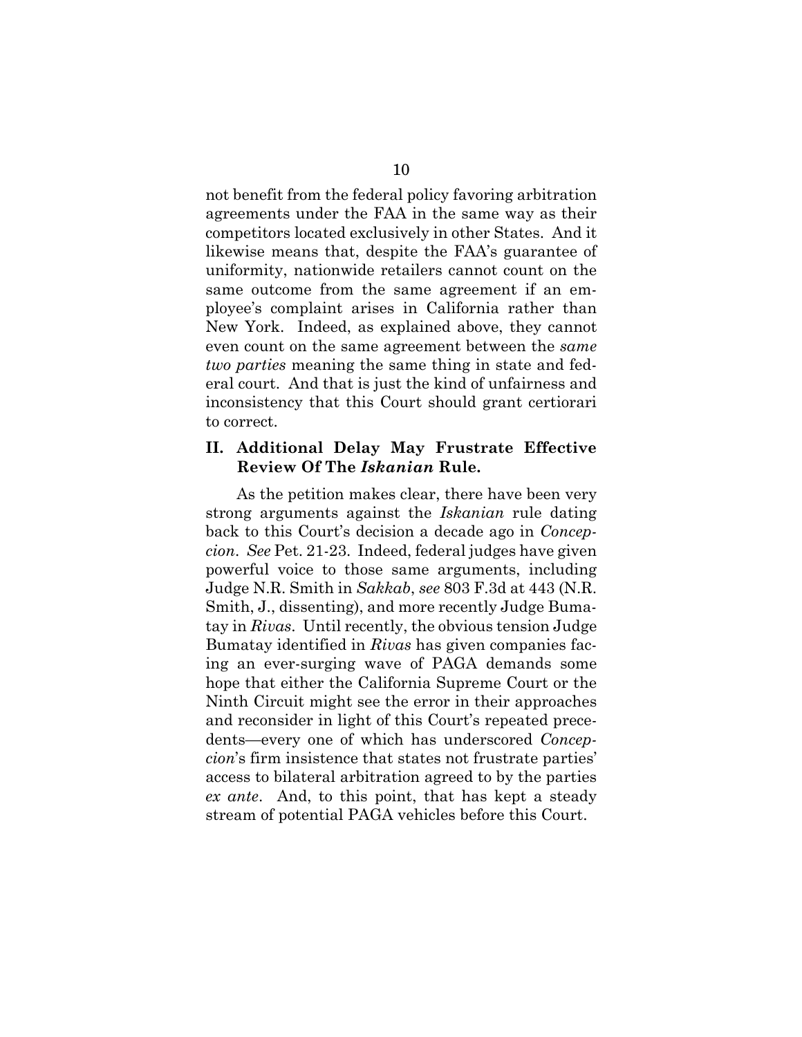not benefit from the federal policy favoring arbitration agreements under the FAA in the same way as their competitors located exclusively in other States. And it likewise means that, despite the FAA's guarantee of uniformity, nationwide retailers cannot count on the same outcome from the same agreement if an employee's complaint arises in California rather than New York. Indeed, as explained above, they cannot even count on the same agreement between the *same two parties* meaning the same thing in state and federal court. And that is just the kind of unfairness and inconsistency that this Court should grant certiorari to correct.

## II. Additional Delay May Frustrate Effective Review Of The *Iskanian* Rule.

As the petition makes clear, there have been very strong arguments against the *Iskanian* rule dating back to this Court's decision a decade ago in *Concepcion*. *See* Pet. 21-23. Indeed, federal judges have given powerful voice to those same arguments, including Judge N.R. Smith in *Sakkab*, *see* 803 F.3d at 443 (N.R. Smith, J., dissenting), and more recently Judge Bumatay in *Rivas*. Until recently, the obvious tension Judge Bumatay identified in *Rivas* has given companies facing an ever-surging wave of PAGA demands some hope that either the California Supreme Court or the Ninth Circuit might see the error in their approaches and reconsider in light of this Court's repeated precedents—every one of which has underscored *Concepcion*'s firm insistence that states not frustrate parties' access to bilateral arbitration agreed to by the parties *ex ante*. And, to this point, that has kept a steady stream of potential PAGA vehicles before this Court.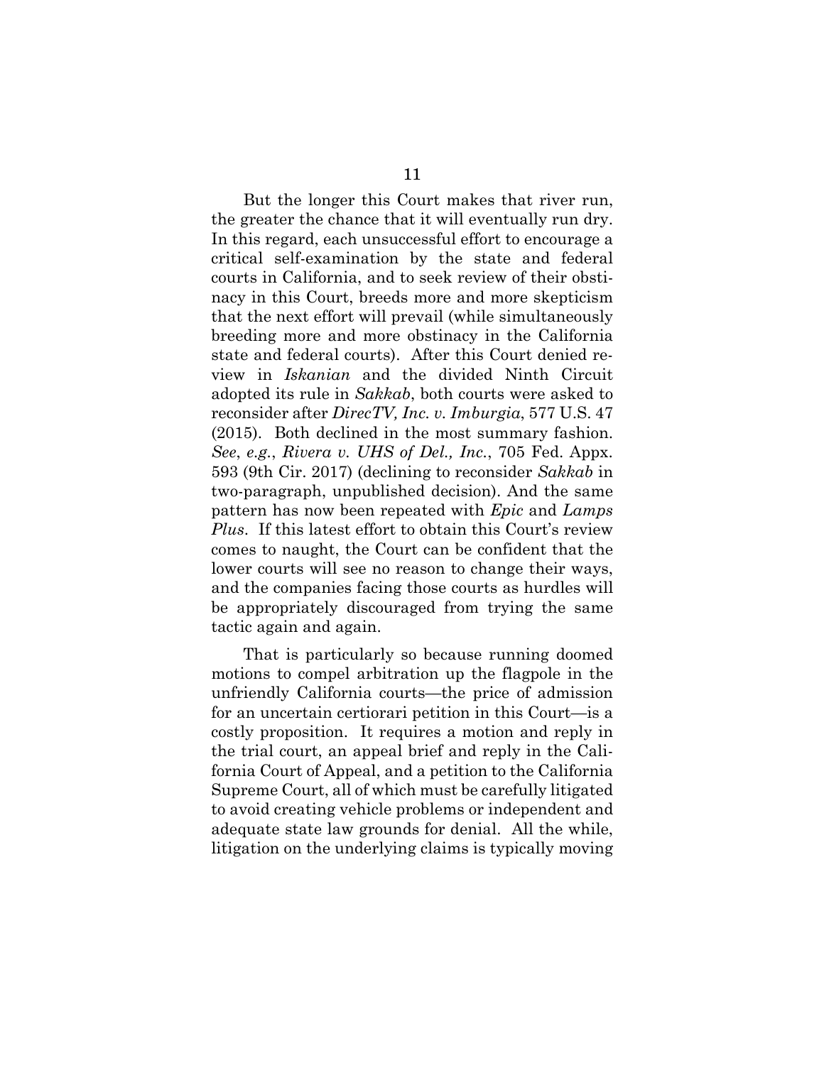But the longer this Court makes that river run, the greater the chance that it will eventually run dry. In this regard, each unsuccessful effort to encourage a critical self-examination by the state and federal courts in California, and to seek review of their obstinacy in this Court, breeds more and more skepticism that the next effort will prevail (while simultaneously breeding more and more obstinacy in the California state and federal courts). After this Court denied review in *Iskanian* and the divided Ninth Circuit adopted its rule in *Sakkab*, both courts were asked to reconsider after *DirecTV, Inc. v. Imburgia*, 577 U.S. 47 (2015). Both declined in the most summary fashion. *See*, *e.g.*, *Rivera v. UHS of Del., Inc.*, 705 Fed. Appx. 593 (9th Cir. 2017) (declining to reconsider *Sakkab* in two-paragraph, unpublished decision). And the same pattern has now been repeated with *Epic* and *Lamps Plus*. If this latest effort to obtain this Court's review comes to naught, the Court can be confident that the lower courts will see no reason to change their ways, and the companies facing those courts as hurdles will be appropriately discouraged from trying the same tactic again and again.

That is particularly so because running doomed motions to compel arbitration up the flagpole in the unfriendly California courts—the price of admission for an uncertain certiorari petition in this Court—is a costly proposition. It requires a motion and reply in the trial court, an appeal brief and reply in the California Court of Appeal, and a petition to the California Supreme Court, all of which must be carefully litigated to avoid creating vehicle problems or independent and adequate state law grounds for denial. All the while, litigation on the underlying claims is typically moving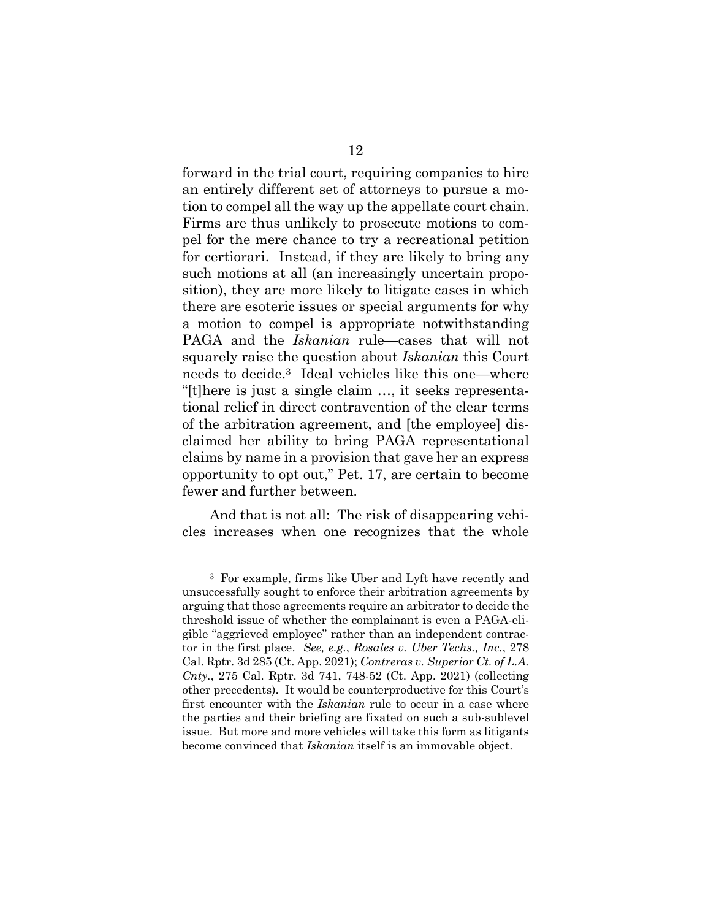forward in the trial court, requiring companies to hire an entirely different set of attorneys to pursue a motion to compel all the way up the appellate court chain. Firms are thus unlikely to prosecute motions to compel for the mere chance to try a recreational petition for certiorari. Instead, if they are likely to bring any such motions at all (an increasingly uncertain proposition), they are more likely to litigate cases in which there are esoteric issues or special arguments for why a motion to compel is appropriate notwithstanding PAGA and the *Iskanian* rule—cases that will not squarely raise the question about *Iskanian* this Court needs to decide.[3] Ideal vehicles like this one—where "[t]here is just a single claim …, it seeks representational relief in direct contravention of the clear terms of the arbitration agreement, and [the employee] disclaimed her ability to bring PAGA representational claims by name in a provision that gave her an express opportunity to opt out," Pet. 17, are certain to become fewer and further between.

And that is not all: The risk of disappearing vehicles increases when one recognizes that the whole

---

[3] For example, firms like Uber and Lyft have recently and unsuccessfully sought to enforce their arbitration agreements by arguing that those agreements require an arbitrator to decide the threshold issue of whether the complainant is even a PAGA-eligible "aggrieved employee" rather than an independent contractor in the first place. *See, e.g.*, *Rosales v. Uber Techs., Inc.*, 278 Cal. Rptr. 3d 285 (Ct. App. 2021); *Contreras v. Superior Ct. of L.A. Cnty.*, 275 Cal. Rptr. 3d 741, 748-52 (Ct. App. 2021) (collecting other precedents). It would be counterproductive for this Court's first encounter with the *Iskanian* rule to occur in a case where the parties and their briefing are fixated on such a sub-sublevel issue. But more and more vehicles will take this form as litigants become convinced that *Iskanian* itself is an immovable object.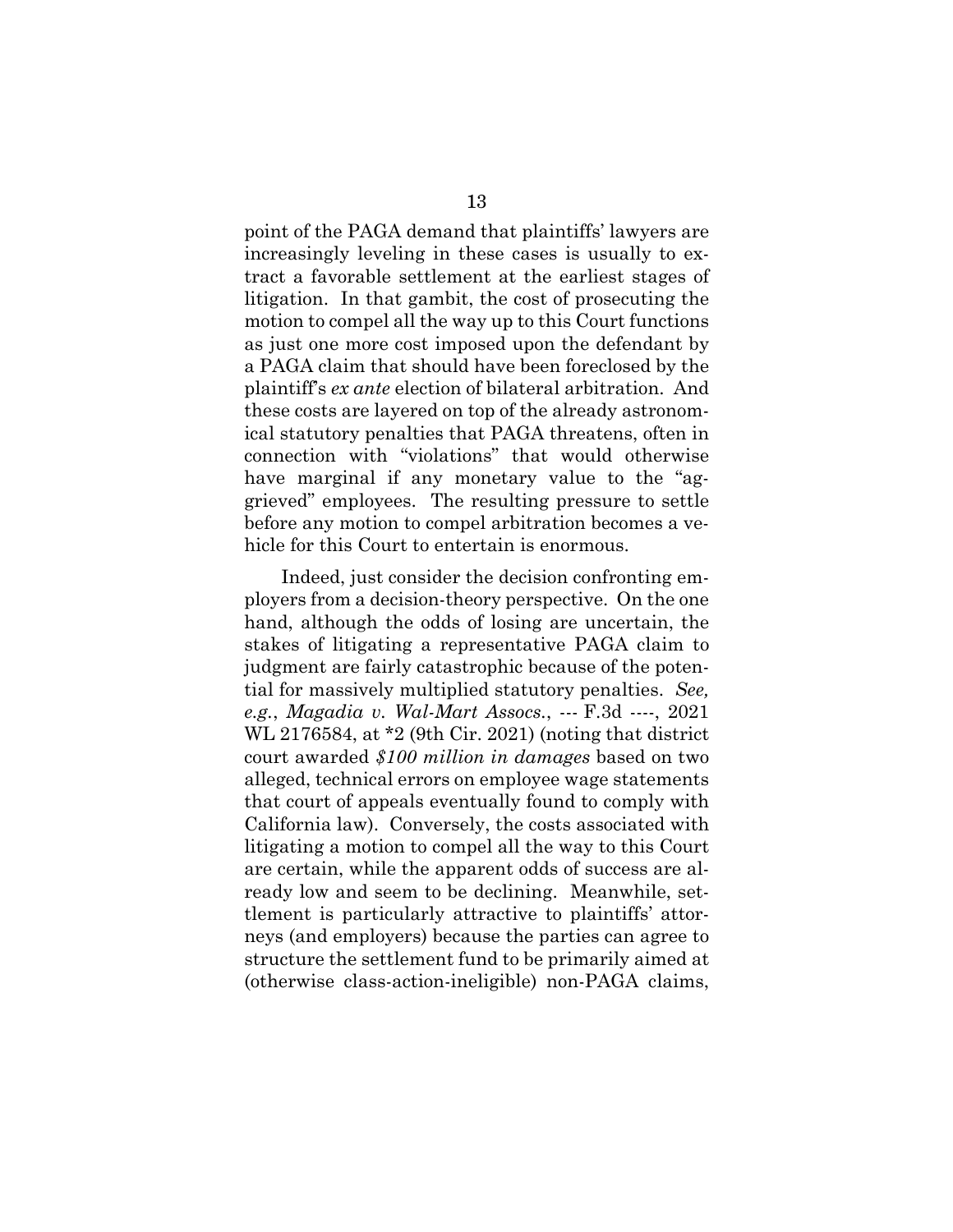point of the PAGA demand that plaintiffs' lawyers are increasingly leveling in these cases is usually to extract a favorable settlement at the earliest stages of litigation. In that gambit, the cost of prosecuting the motion to compel all the way up to this Court functions as just one more cost imposed upon the defendant by a PAGA claim that should have been foreclosed by the plaintiff's *ex ante* election of bilateral arbitration. And these costs are layered on top of the already astronomical statutory penalties that PAGA threatens, often in connection with "violations" that would otherwise have marginal if any monetary value to the "aggrieved" employees. The resulting pressure to settle before any motion to compel arbitration becomes a vehicle for this Court to entertain is enormous.

Indeed, just consider the decision confronting employers from a decision-theory perspective. On the one hand, although the odds of losing are uncertain, the stakes of litigating a representative PAGA claim to judgment are fairly catastrophic because of the potential for massively multiplied statutory penalties. *See, e.g.*, *Magadia v. Wal-Mart Assocs.*, --- F.3d ----, 2021 WL 2176584, at *2 (9th Cir. 2021) (noting that district court awarded *$100 million in damages* based on two alleged, technical errors on employee wage statements that court of appeals eventually found to comply with California law). Conversely, the costs associated with litigating a motion to compel all the way to this Court are certain, while the apparent odds of success are already low and seem to be declining. Meanwhile, settlement is particularly attractive to plaintiffs' attorneys (and employers) because the parties can agree to structure the settlement fund to be primarily aimed at (otherwise class-action-ineligible) non-PAGA claims,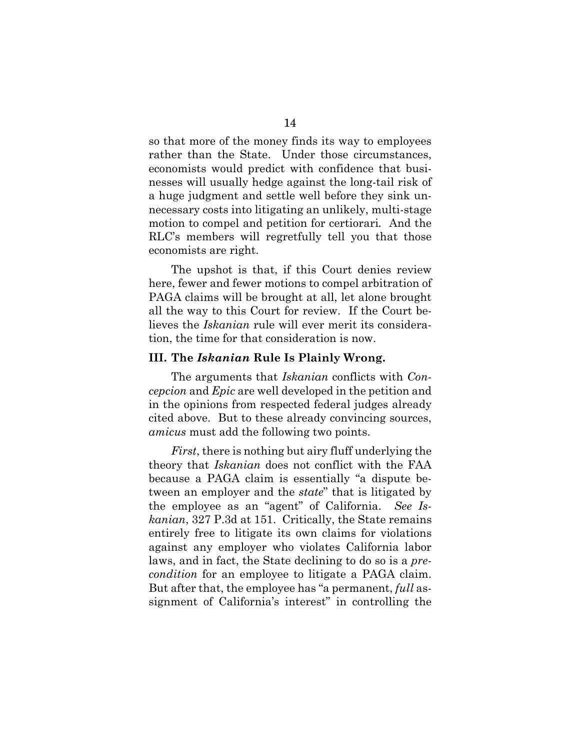so that more of the money finds its way to employees rather than the State. Under those circumstances, economists would predict with confidence that businesses will usually hedge against the long-tail risk of a huge judgment and settle well before they sink unnecessary costs into litigating an unlikely, multi-stage motion to compel and petition for certiorari. And the RLC's members will regretfully tell you that those economists are right.

The upshot is that, if this Court denies review here, fewer and fewer motions to compel arbitration of PAGA claims will be brought at all, let alone brought all the way to this Court for review. If the Court believes the *Iskanian* rule will ever merit its consideration, the time for that consideration is now.

### III. The *Iskanian* Rule Is Plainly Wrong.

The arguments that *Iskanian* conflicts with *Concepcion* and *Epic* are well developed in the petition and in the opinions from respected federal judges already cited above. But to these already convincing sources, *amicus* must add the following two points.

*First*, there is nothing but airy fluff underlying the theory that *Iskanian* does not conflict with the FAA because a PAGA claim is essentially "a dispute between an employer and the *state*" that is litigated by the employee as an "agent" of California. *See Iskanian*, 327 P.3d at 151. Critically, the State remains entirely free to litigate its own claims for violations against any employer who violates California labor laws, and in fact, the State declining to do so is a *precondition* for an employee to litigate a PAGA claim. But after that, the employee has "a permanent, *full* assignment of California's interest" in controlling the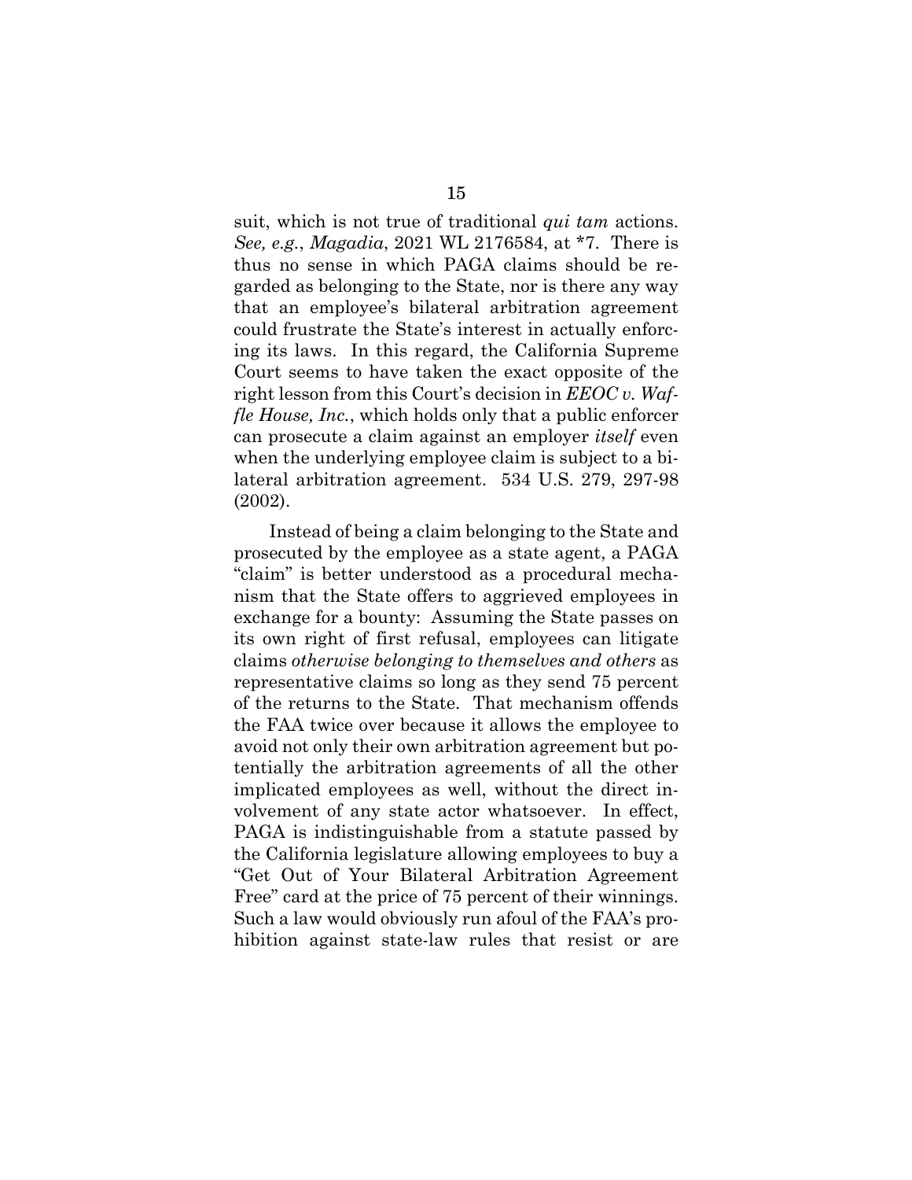suit, which is not true of traditional *qui tam* actions. *See, e.g.*, *Magadia*, 2021 WL 2176584, at *7. There is thus no sense in which PAGA claims should be regarded as belonging to the State, nor is there any way that an employee's bilateral arbitration agreement could frustrate the State's interest in actually enforcing its laws. In this regard, the California Supreme Court seems to have taken the exact opposite of the right lesson from this Court's decision in *EEOC v. Waffle House, Inc.*, which holds only that a public enforcer can prosecute a claim against an employer *itself* even when the underlying employee claim is subject to a bilateral arbitration agreement. 534 U.S. 279, 297-98 (2002).

Instead of being a claim belonging to the State and prosecuted by the employee as a state agent, a PAGA "claim" is better understood as a procedural mechanism that the State offers to aggrieved employees in exchange for a bounty: Assuming the State passes on its own right of first refusal, employees can litigate claims *otherwise belonging to themselves and others* as representative claims so long as they send 75 percent of the returns to the State. That mechanism offends the FAA twice over because it allows the employee to avoid not only their own arbitration agreement but potentially the arbitration agreements of all the other implicated employees as well, without the direct involvement of any state actor whatsoever. In effect, PAGA is indistinguishable from a statute passed by the California legislature allowing employees to buy a "Get Out of Your Bilateral Arbitration Agreement Free" card at the price of 75 percent of their winnings. Such a law would obviously run afoul of the FAA's prohibition against state-law rules that resist or are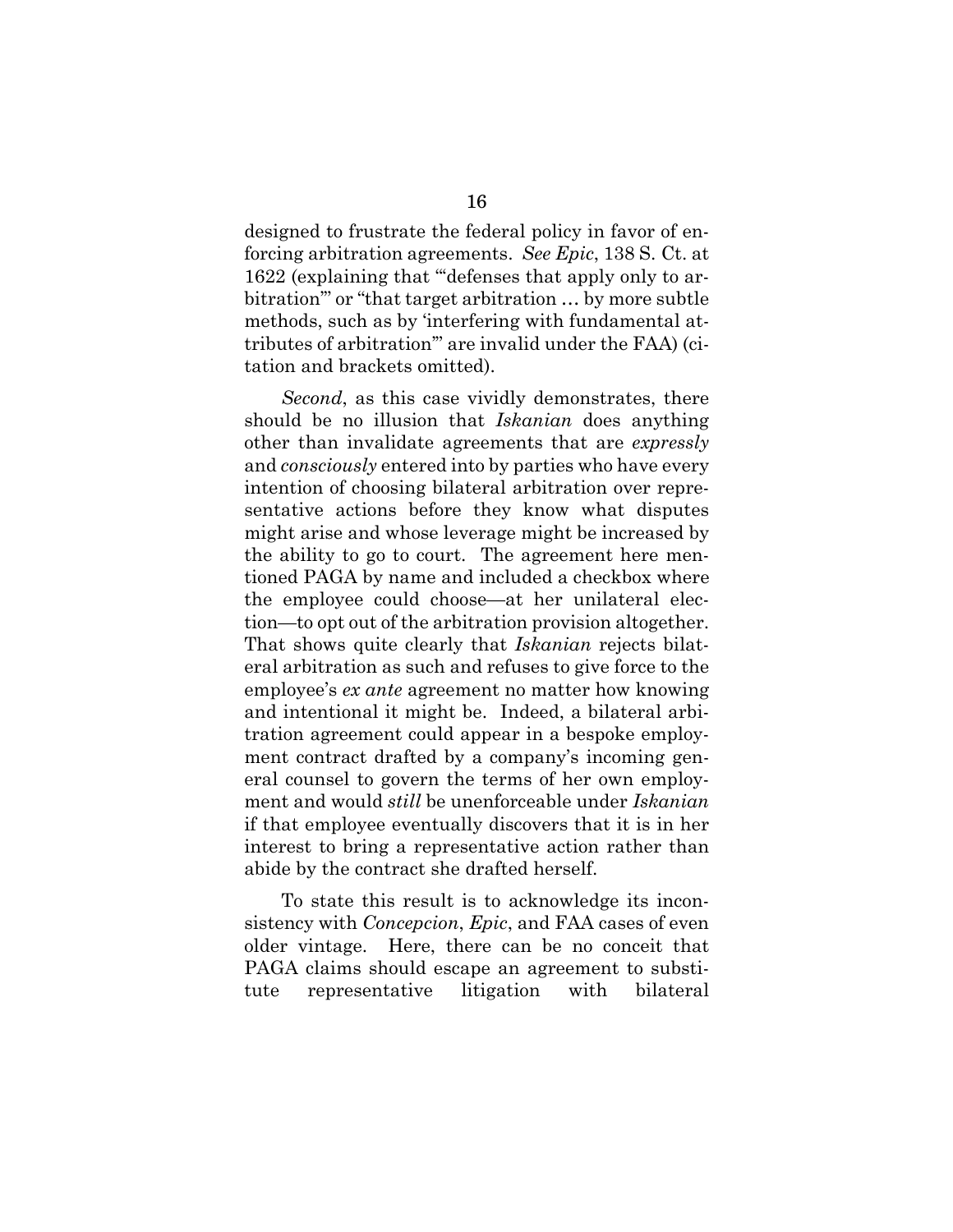designed to frustrate the federal policy in favor of enforcing arbitration agreements. *See Epic*, 138 S. Ct. at 1622 (explaining that "'defenses that apply only to arbitration'" or "that target arbitration … by more subtle methods, such as by 'interfering with fundamental attributes of arbitration'" are invalid under the FAA) (citation and brackets omitted).

*Second*, as this case vividly demonstrates, there should be no illusion that *Iskanian* does anything other than invalidate agreements that are *expressly* and *consciously* entered into by parties who have every intention of choosing bilateral arbitration over representative actions before they know what disputes might arise and whose leverage might be increased by the ability to go to court. The agreement here mentioned PAGA by name and included a checkbox where the employee could choose—at her unilateral election—to opt out of the arbitration provision altogether. That shows quite clearly that *Iskanian* rejects bilateral arbitration as such and refuses to give force to the employee's *ex ante* agreement no matter how knowing and intentional it might be. Indeed, a bilateral arbitration agreement could appear in a bespoke employment contract drafted by a company's incoming general counsel to govern the terms of her own employment and would *still* be unenforceable under *Iskanian* if that employee eventually discovers that it is in her interest to bring a representative action rather than abide by the contract she drafted herself.

To state this result is to acknowledge its inconsistency with *Concepcion*, *Epic*, and FAA cases of even older vintage. Here, there can be no conceit that PAGA claims should escape an agreement to substitute representative litigation with bilateral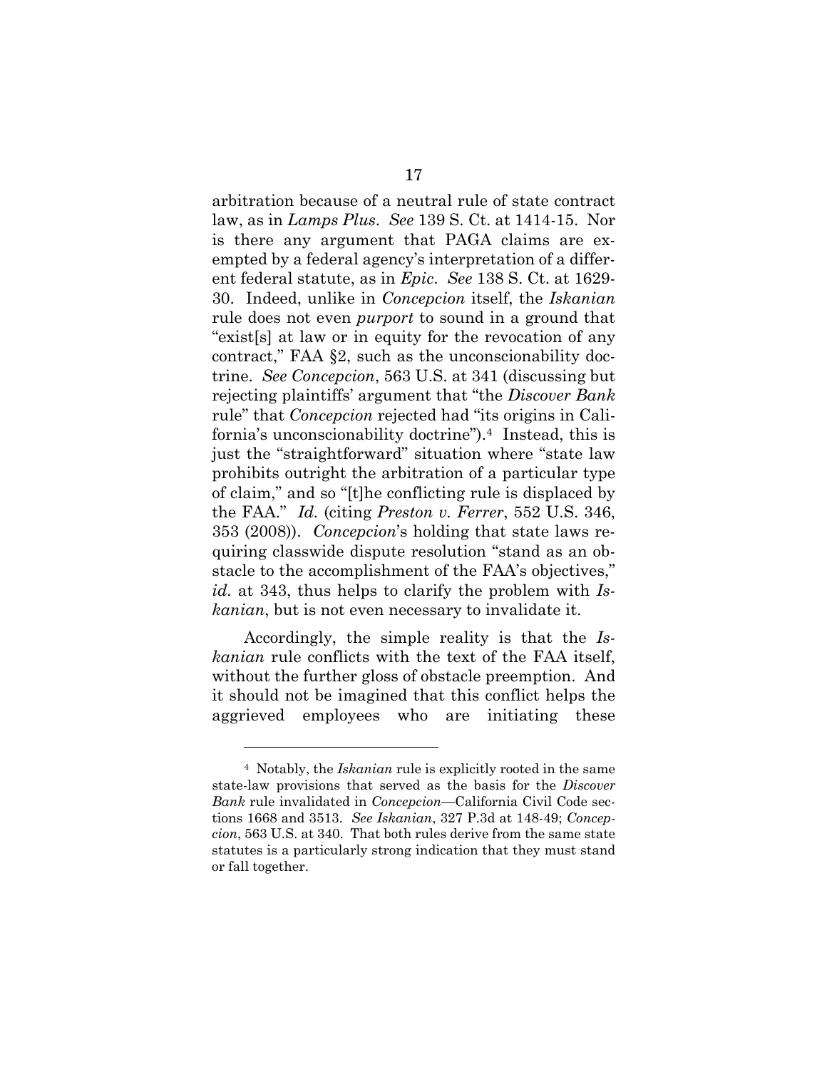arbitration because of a neutral rule of state contract law, as in *Lamps Plus*. *See* 139 S. Ct. at 1414-15. Nor is there any argument that PAGA claims are exempted by a federal agency's interpretation of a different federal statute, as in *Epic*. *See* 138 S. Ct. at 1629-30. Indeed, unlike in *Concepcion* itself, the *Iskanian* rule does not even *purport* to sound in a ground that "exist[s] at law or in equity for the revocation of any contract," FAA §2, such as the unconscionability doctrine. *See Concepcion*, 563 U.S. at 341 (discussing but rejecting plaintiffs' argument that "the *Discover Bank* rule" that *Concepcion* rejected had "its origins in California's unconscionability doctrine").[4] Instead, this is just the "straightforward" situation where "state law prohibits outright the arbitration of a particular type of claim," and so "[t]he conflicting rule is displaced by the FAA." *Id.* (citing *Preston v. Ferrer*, 552 U.S. 346, 353 (2008)). *Concepcion*'s holding that state laws requiring classwide dispute resolution "stand as an obstacle to the accomplishment of the FAA's objectives," *id.* at 343, thus helps to clarify the problem with *Iskanian*, but is not even necessary to invalidate it.

Accordingly, the simple reality is that the *Iskanian* rule conflicts with the text of the FAA itself, without the further gloss of obstacle preemption. And it should not be imagined that this conflict helps the aggrieved employees who are initiating these

---

[4] Notably, the *Iskanian* rule is explicitly rooted in the same state-law provisions that served as the basis for the *Discover Bank* rule invalidated in *Concepcion*—California Civil Code sections 1668 and 3513. *See Iskanian*, 327 P.3d at 148-49; *Concepcion*, 563 U.S. at 340. That both rules derive from the same state statutes is a particularly strong indication that they must stand or fall together.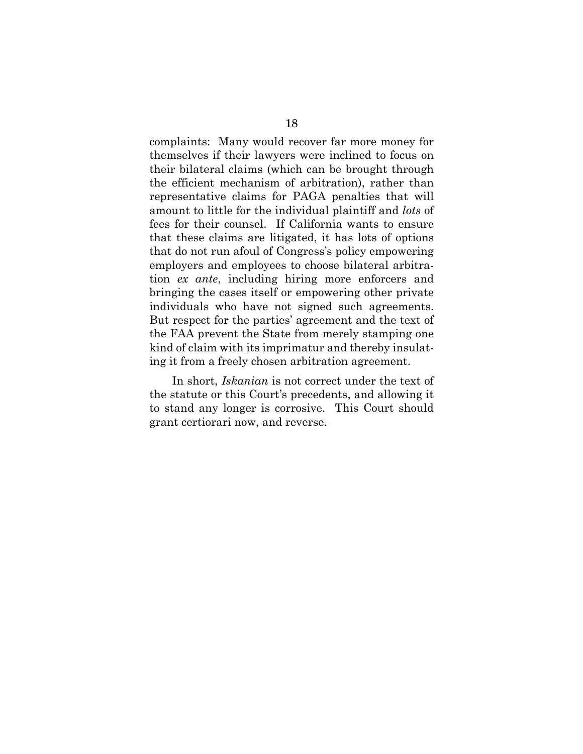complaints: Many would recover far more money for themselves if their lawyers were inclined to focus on their bilateral claims (which can be brought through the efficient mechanism of arbitration), rather than representative claims for PAGA penalties that will amount to little for the individual plaintiff and *lots* of fees for their counsel. If California wants to ensure that these claims are litigated, it has lots of options that do not run afoul of Congress's policy empowering employers and employees to choose bilateral arbitration *ex ante*, including hiring more enforcers and bringing the cases itself or empowering other private individuals who have not signed such agreements. But respect for the parties' agreement and the text of the FAA prevent the State from merely stamping one kind of claim with its imprimatur and thereby insulating it from a freely chosen arbitration agreement.

In short, *Iskanian* is not correct under the text of the statute or this Court's precedents, and allowing it to stand any longer is corrosive. This Court should grant certiorari now, and reverse.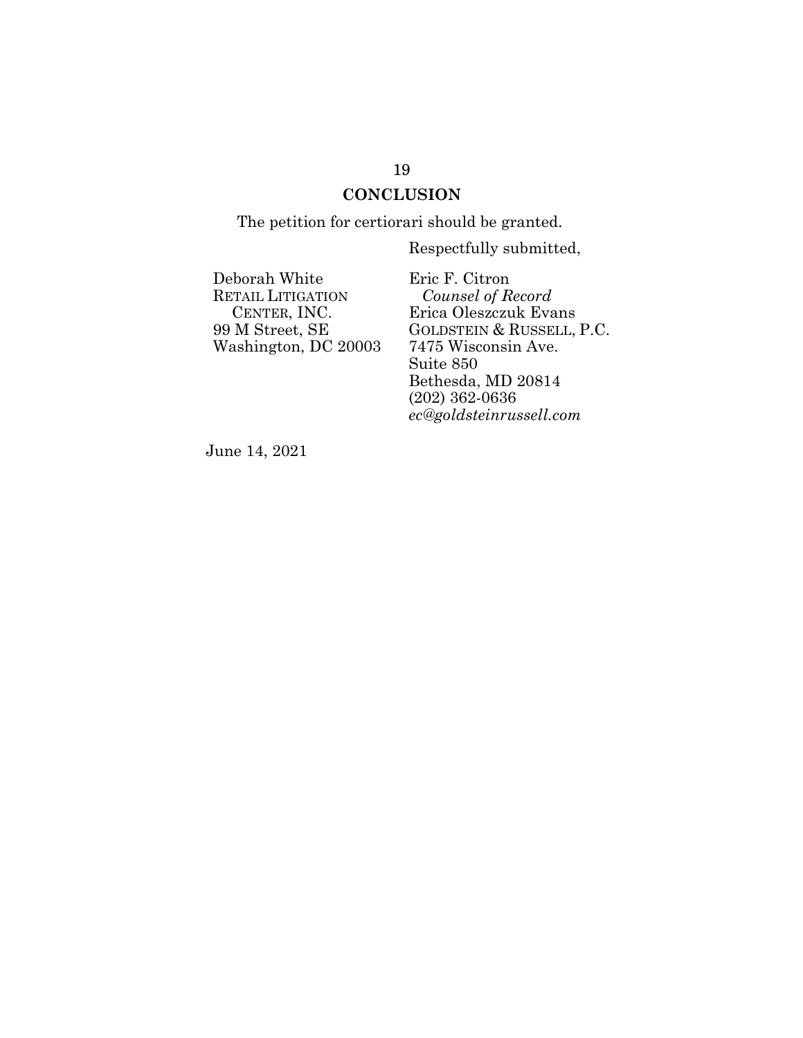## CONCLUSION

The petition for certiorari should be granted.

Respectfully submitted,

Deborah White
RETAIL LITIGATION CENTER, INC.
99 M Street, SE
Washington, DC 20003

Eric F. Citron
*Counsel of Record*
Erica Oleszczuk Evans
GOLDSTEIN & RUSSELL, P.C.
7475 Wisconsin Ave.
Suite 850
Bethesda, MD 20814
(202) 362-0636
*ec@goldsteinrussell.com*

June 14, 2021